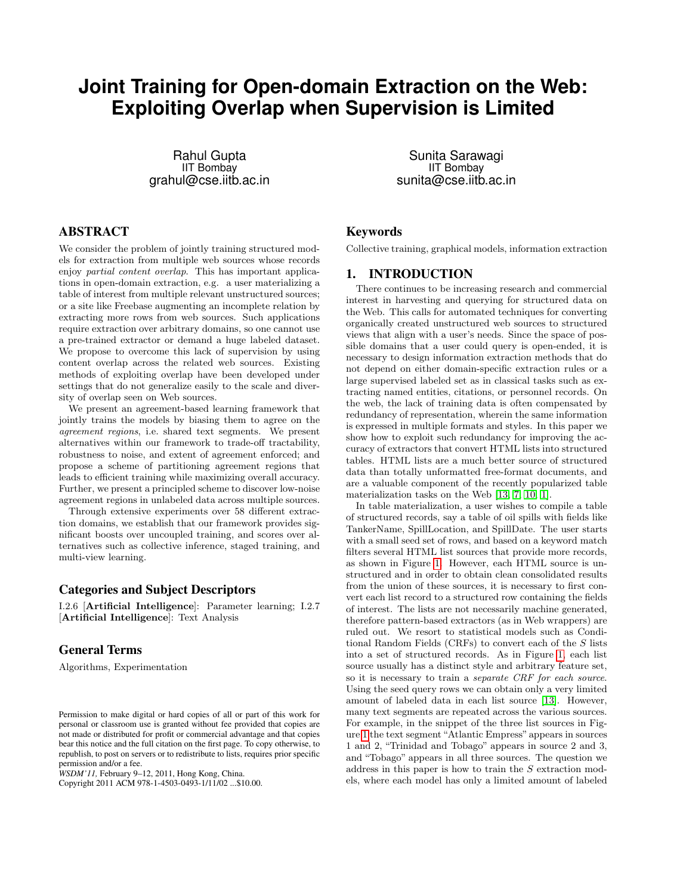# Joint Training for Open-domain Extraction on the Web: Exploiting Overlap when Supervision is Limited

Rahul Gupta
IIT Bombay
grahul@cse.iitb.ac.in

Sunita Sarawagi
IIT Bombay
sunita@cse.iitb.ac.in

## ABSTRACT

We consider the problem of jointly training structured models for extraction from multiple web sources whose records enjoy *partial content overlap*. This has important applications in open-domain extraction, e.g. a user materializing a table of interest from multiple relevant unstructured sources; or a site like Freebase augmenting an incomplete relation by extracting more rows from web sources. Such applications require extraction over arbitrary domains, so one cannot use a pre-trained extractor or demand a huge labeled dataset. We propose to overcome this lack of supervision by using content overlap across the related web sources. Existing methods of exploiting overlap have been developed under settings that do not generalize easily to the scale and diversity of overlap seen on Web sources.

We present an agreement-based learning framework that jointly trains the models by biasing them to agree on the *agreement regions*, i.e. shared text segments. We present alternatives within our framework to trade-off tractability, robustness to noise, and extent of agreement enforced; and propose a scheme of partitioning agreement regions that leads to efficient training while maximizing overall accuracy. Further, we present a principled scheme to discover low-noise agreement regions in unlabeled data across multiple sources.

Through extensive experiments over 58 different extraction domains, we establish that our framework provides significant boosts over uncoupled training, and scores over alternatives such as collective inference, staged training, and multi-view learning.

## Categories and Subject Descriptors

I.2.6 [**Artificial Intelligence**]: Parameter learning; I.2.7 [**Artificial Intelligence**]: Text Analysis

## General Terms

Algorithms, Experimentation

Permission to make digital or hard copies of all or part of this work for personal or classroom use is granted without fee provided that copies are not made or distributed for profit or commercial advantage and that copies bear this notice and the full citation on the first page. To copy otherwise, to republish, to post on servers or to redistribute to lists, requires prior specific permission and/or a fee.
*WSDM'11,* February 9–12, 2011, Hong Kong, China.
Copyright 2011 ACM 978-1-4503-0493-1/11/02 ...$10.00.

## Keywords

Collective training, graphical models, information extraction

## 1. INTRODUCTION

There continues to be increasing research and commercial interest in harvesting and querying for structured data on the Web. This calls for automated techniques for converting organically created unstructured web sources to structured views that align with a user's needs. Since the space of possible domains that a user could query is open-ended, it is necessary to design information extraction methods that do not depend on either domain-specific extraction rules or a large supervised labeled set as in classical tasks such as extracting named entities, citations, or personnel records. On the web, the lack of training data is often compensated by redundancy of representation, wherein the same information is expressed in multiple formats and styles. In this paper we show how to exploit such redundancy for improving the accuracy of extractors that convert HTML lists into structured tables. HTML lists are a much better source of structured data than totally unformatted free-format documents, and are a valuable component of the recently popularized table materialization tasks on the Web [13, 7, 10, 1].

In table materialization, a user wishes to compile a table of structured records, say a table of oil spills with fields like TankerName, SpillLocation, and SpillDate. The user starts with a small seed set of rows, and based on a keyword match filters several HTML list sources that provide more records, as shown in Figure 1. However, each HTML source is unstructured and in order to obtain clean consolidated results from the union of these sources, it is necessary to first convert each list record to a structured row containing the fields of interest. The lists are not necessarily machine generated, therefore pattern-based extractors (as in Web wrappers) are ruled out. We resort to statistical models such as Conditional Random Fields (CRFs) to convert each of the $S$ lists into a set of structured records. As in Figure 1, each list source usually has a distinct style and arbitrary feature set, so it is necessary to train a *separate CRF for each source*. Using the seed query rows we can obtain only a very limited amount of labeled data in each list source [13]. However, many text segments are repeated across the various sources. For example, in the snippet of the three list sources in Figure 1 the text segment "Atlantic Empress" appears in sources 1 and 2, "Trinidad and Tobago" appears in source 2 and 3, and "Tobago" appears in all three sources. The question we address in this paper is how to train the $S$ extraction models, where each model has only a very limited amount of labeled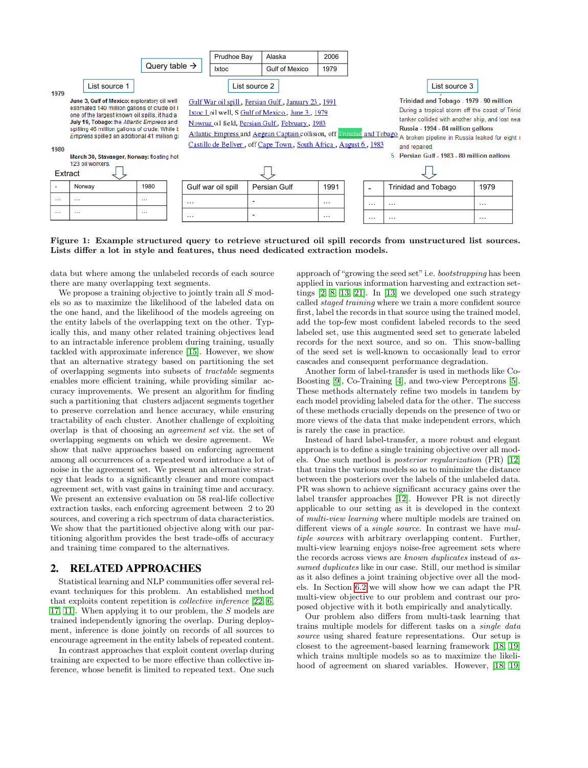Figure 1: Example structured query to retrieve structured oil spill records from unstructured list sources. Lists differ a lot in style and features, thus need dedicated extraction models.

data but where among the unlabeled records of each source there are many overlapping text segments.

We propose a training objective to jointly train all $S$ models so as to maximize the likelihood of the labeled data on the one hand, and the likelihood of the models agreeing on the entity labels of the overlapping text on the other. Typically this, and many other related training objectives lead to an intractable inference problem during training, usually tackled with approximate inference [15]. However, we show that an alternative strategy based on partitioning the set of overlapping segments into subsets of *tractable* segments enables more efficient training, while providing similar accuracy improvements. We present an algorithm for finding such a partitioning that clusters adjacent segments together to preserve correlation and hence accuracy, while ensuring tractability of each cluster. Another challenge of exploiting overlap is that of choosing an *agreement set* viz. the set of overlapping segments on which we desire agreement. We show that naïve approaches based on enforcing agreement among all occurrences of a repeated word introduce a lot of noise in the agreement set. We present an alternative strategy that leads to a significantly cleaner and more compact agreement set, with vast gains in training time and accuracy. We present an extensive evaluation on 58 real-life collective extraction tasks, each enforcing agreement between 2 to 20 sources, and covering a rich spectrum of data characteristics. We show that the partitioned objective along with our partitioning algorithm provides the best trade-offs of accuracy and training time compared to the alternatives.

## 2. RELATED APPROACHES

Statistical learning and NLP communities offer several relevant techniques for this problem. An established method that exploits content repetition is *collective inference* [22, 6, 17, 11]. When applying it to our problem, the $S$ models are trained independently ignoring the overlap. During deployment, inference is done jointly on records of all sources to encourage agreement in the entity labels of repeated content.

In contrast approaches that exploit content overlap during training are expected to be more effective than collective inference, whose benefit is limited to repeated text. One such approach of "growing the seed set" i.e. *bootstrapping* has been applied in various information harvesting and extraction settings [2, 8, 13, 21]. In [13] we developed one such strategy called *staged training* where we train a more confident source first, label the records in that source using the trained model, add the top-few most confident labeled records to the seed labeled set, use this augmented seed set to generate labeled records for the next source, and so on. This snow-balling of the seed set is well-known to occasionally lead to error cascades and consequent performance degradation.

Another form of label-transfer is used in methods like Co-Boosting [9], Co-Training [4], and two-view Perceptrons [5]. These methods alternately refine two models in tandem by each model providing labeled data for the other. The success of these methods crucially depends on the presence of two or more views of the data that make independent errors, which is rarely the case in practice.

Instead of hard label-transfer, a more robust and elegant approach is to define a single training objective over all models. One such method is *posterior regularization* (PR) [12] that trains the various models so as to minimize the distance between the posteriors over the labels of the unlabeled data. PR was shown to achieve significant accuracy gains over the label transfer approaches [12]. However PR is not directly applicable to our setting as it is developed in the context of *multi-view learning* where multiple models are trained on different views of a *single source*. In contrast we have *multiple sources* with arbitrary overlapping content. Further, multi-view learning enjoys noise-free agreement sets where the records across views are *known duplicates* instead of *assumed duplicates* like in our case. Still, our method is similar as it also defines a joint training objective over all the models. In Section 6.2 we will show how we can adapt the PR multi-view objective to our problem and contrast our proposed objective with it both empirically and analytically.

Our problem also differs from multi-task learning that trains multiple models for different tasks on a *single data source* using shared feature representations. Our setup is closest to the agreement-based learning framework [18, 19] which trains multiple models so as to maximize the likelihood of agreement on shared variables. However, [18, 19]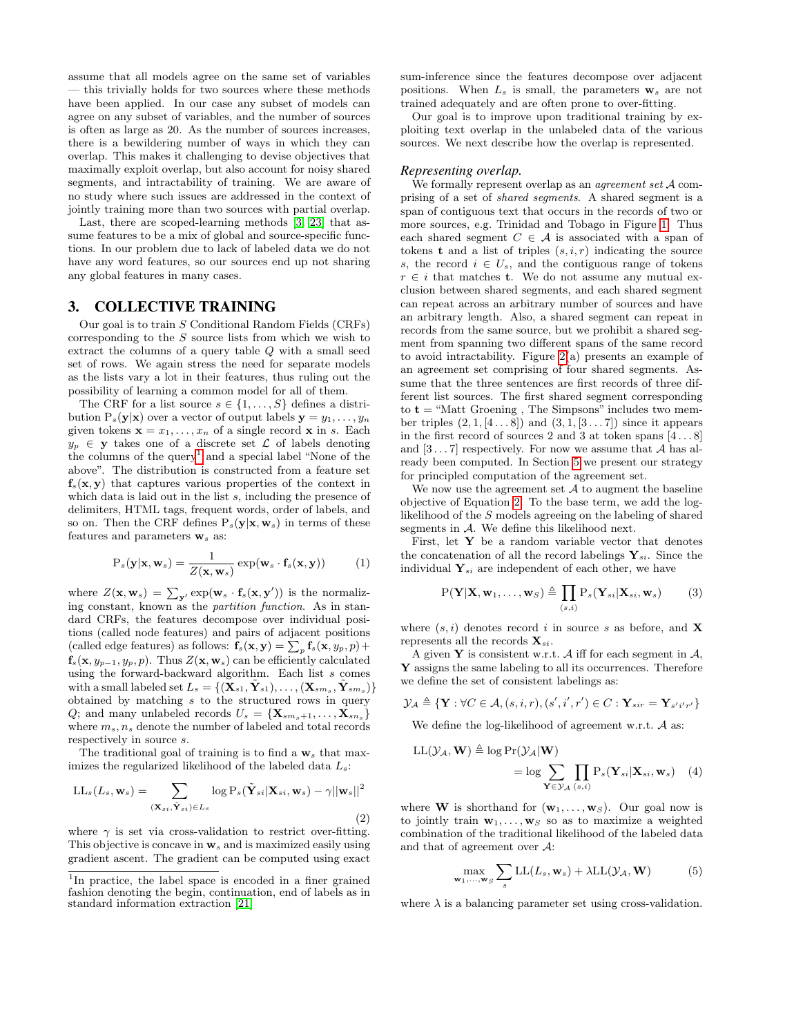assume that all models agree on the same set of variables — this trivially holds for two sources where these methods have been applied. In our case any subset of models can agree on any subset of variables, and the number of sources is often as large as 20. As the number of sources increases, there is a bewildering number of ways in which they can overlap. This makes it challenging to devise objectives that maximally exploit overlap, but also account for noisy shared segments, and intractability of training. We are aware of no study where such issues are addressed in the context of jointly training more than two sources with partial overlap.

Last, there are scoped-learning methods [3, 23] that assume features to be a mix of global and source-specific functions. In our problem due to lack of labeled data we do not have any word features, so our sources end up not sharing any global features in many cases.

## 3. COLLECTIVE TRAINING

Our goal is to train $S$ Conditional Random Fields (CRFs) corresponding to the $S$ source lists from which we wish to extract the columns of a query table $Q$ with a small seed set of rows. We again stress the need for separate models as the lists vary a lot in their features, thus ruling out the possibility of learning a common model for all of them.

The CRF for a list source $s \in \{1, \ldots, S\}$ defines a distribution $\mathrm{P}_s(\mathbf{y}|\mathbf{x})$ over a vector of output labels $\mathbf{y} = y_1, \ldots, y_n$ given tokens $\mathbf{x} = x_1, \ldots, x_n$ of a single record $\mathbf{x}$ in $s$. Each $y_p \in \mathbf{y}$ takes one of a discrete set $\mathcal{L}$ of labels denoting the columns of the query[1] and a special label "None of the above". The distribution is constructed from a feature set $\mathbf{f}_s(\mathbf{x}, \mathbf{y})$ that captures various properties of the context in which data is laid out in the list $s$, including the presence of delimiters, HTML tags, frequent words, order of labels, and so on. Then the CRF defines $\mathrm{P}_s(\mathbf{y}|\mathbf{x}, \mathbf{w}_s)$ in terms of these features and parameters $\mathbf{w}_s$ as:

$$\mathrm{P}_s(\mathbf{y}|\mathbf{x}, \mathbf{w}_s) = \frac{1}{Z(\mathbf{x}, \mathbf{w}_s)} \exp(\mathbf{w}_s \cdot \mathbf{f}_s(\mathbf{x}, \mathbf{y})) \quad (1)$$

where $Z(\mathbf{x}, \mathbf{w}_s) = \sum_{\mathbf{y}'} \exp(\mathbf{w}_s \cdot \mathbf{f}_s(\mathbf{x}, \mathbf{y}'))$ is the normalizing constant, known as the *partition function*. As in standard CRFs, the features decompose over individual positions (called node features) and pairs of adjacent positions (called edge features) as follows: $\mathbf{f}_s(\mathbf{x}, \mathbf{y}) = \sum_p \mathbf{f}_s(\mathbf{x}, y_p, p) + \mathbf{f}_s(\mathbf{x}, y_{p-1}, y_p, p)$. Thus $Z(\mathbf{x}, \mathbf{w}_s)$ can be efficiently calculated using the forward-backward algorithm. Each list $s$ comes with a small labeled set $L_s = \{(\mathbf{X}_{s1}, \tilde{\mathbf{Y}}_{s1}), \ldots, (\mathbf{X}_{sm_s}, \tilde{\mathbf{Y}}_{sm_s})\}$ obtained by matching $s$ to the structured rows in query $Q$; and many unlabeled records $U_s = \{\mathbf{X}_{sm_s+1}, \ldots, \mathbf{X}_{sn_s}\}$ where $m_s, n_s$ denote the number of labeled and total records respectively in source $s$.

The traditional goal of training is to find a $\mathbf{w}_s$ that maximizes the regularized likelihood of the labeled data $L_s$:

$$\mathrm{LL}_s(L_s, \mathbf{w}_s) = \sum_{(\mathbf{X}_{si}, \tilde{\mathbf{Y}}_{si}) \in L_s} \log \mathrm{P}_s(\tilde{\mathbf{Y}}_{si}|\mathbf{X}_{si}, \mathbf{w}_s) - \gamma||\mathbf{w}_s||^2 \quad (2)$$

where $\gamma$ is set via cross-validation to restrict over-fitting. This objective is concave in $\mathbf{w}_s$ and is maximized easily using gradient ascent. The gradient can be computed using exact sum-inference since the features decompose over adjacent positions. When $L_s$ is small, the parameters $\mathbf{w}_s$ are not trained adequately and are often prone to over-fitting.

Our goal is to improve upon traditional training by exploiting text overlap in the unlabeled data of the various sources. We next describe how the overlap is represented.

### *Representing overlap.*

We formally represent overlap as an *agreement set* $\mathcal{A}$ comprising of a set of *shared segments*. A shared segment is a span of contiguous text that occurs in the records of two or more sources, e.g. Trinidad and Tobago in Figure 1. Thus each shared segment $C \in \mathcal{A}$ is associated with a span of tokens $\mathbf{t}$ and a list of triples $(s, i, r)$ indicating the source $s$, the record $i \in U_s$, and the contiguous range of tokens $r \in i$ that matches $\mathbf{t}$. We do not assume any mutual exclusion between shared segments, and each shared segment can repeat across an arbitrary number of sources and have an arbitrary length. Also, a shared segment can repeat in records from the same source, but we prohibit a shared segment from spanning two different spans of the same record to avoid intractability. Figure 2(a) presents an example of an agreement set comprising of four shared segments. Assume that the three sentences are first records of three different list sources. The first shared segment corresponding to $\mathbf{t}$ = "Matt Groening , The Simpsons" includes two member triples $(2, 1, [4 \ldots 8])$ and $(3, 1, [3 \ldots 7])$ since it appears in the first record of sources 2 and 3 at token spans $[4 \ldots 8]$ and $[3 \ldots 7]$ respectively. For now we assume that $\mathcal{A}$ has already been computed. In Section 5 we present our strategy for principled computation of the agreement set.

We now use the agreement set $\mathcal{A}$ to augment the baseline objective of Equation 2. To the base term, we add the log-likelihood of the $S$ models agreeing on the labeling of shared segments in $\mathcal{A}$. We define this likelihood next.

First, let $\mathbf{Y}$ be a random variable vector that denotes the concatenation of all the record labelings $\mathbf{Y}_{si}$. Since the individual $\mathbf{Y}_{si}$ are independent of each other, we have

$$\mathrm{P}(\mathbf{Y}|\mathbf{X}, \mathbf{w}_1, \ldots, \mathbf{w}_S) \triangleq \prod_{(s,i)} \mathrm{P}_s(\mathbf{Y}_{si}|\mathbf{X}_{si}, \mathbf{w}_s) \quad (3)$$

where $(s, i)$ denotes record $i$ in source $s$ as before, and $\mathbf{X}$ represents all the records $\mathbf{X}_{si}$.

A given $\mathbf{Y}$ is consistent w.r.t. $\mathcal{A}$ iff for each segment in $\mathcal{A}$, $\mathbf{Y}$ assigns the same labeling to all its occurrences. Therefore we define the set of consistent labelings as:

$$\mathcal{Y}_{\mathcal{A}} \triangleq \{\mathbf{Y} : \forall C \in \mathcal{A}, (s, i, r), (s', i', r') \in C : \mathbf{Y}_{sir} = \mathbf{Y}_{s'i'r'}\}$$

We define the log-likelihood of agreement w.r.t. $\mathcal{A}$ as:

$$\mathrm{LL}(\mathcal{Y}_{\mathcal{A}}, \mathbf{W}) \triangleq \log \Pr(\mathcal{Y}_{\mathcal{A}}|\mathbf{W}) = \log \sum_{\mathbf{Y} \in \mathcal{Y}_{\mathcal{A}}} \prod_{(s,i)} \mathrm{P}_s(\mathbf{Y}_{si}|\mathbf{X}_{si}, \mathbf{w}_s) \quad (4)$$

where $\mathbf{W}$ is shorthand for $(\mathbf{w}_1, \ldots, \mathbf{w}_S)$. Our goal now is to jointly train $\mathbf{w}_1, \ldots, \mathbf{w}_S$ so as to maximize a weighted combination of the traditional likelihood of the labeled data and that of agreement over $\mathcal{A}$:

$$\max_{\mathbf{w}_1, \ldots, \mathbf{w}_S} \sum_s \mathrm{LL}(L_s, \mathbf{w}_s) + \lambda \mathrm{LL}(\mathcal{Y}_{\mathcal{A}}, \mathbf{W}) \quad (5)$$

where $\lambda$ is a balancing parameter set using cross-validation.

[1] In practice, the label space is encoded in a finer grained fashion denoting the begin, continuation, end of labels as in standard information extraction [21]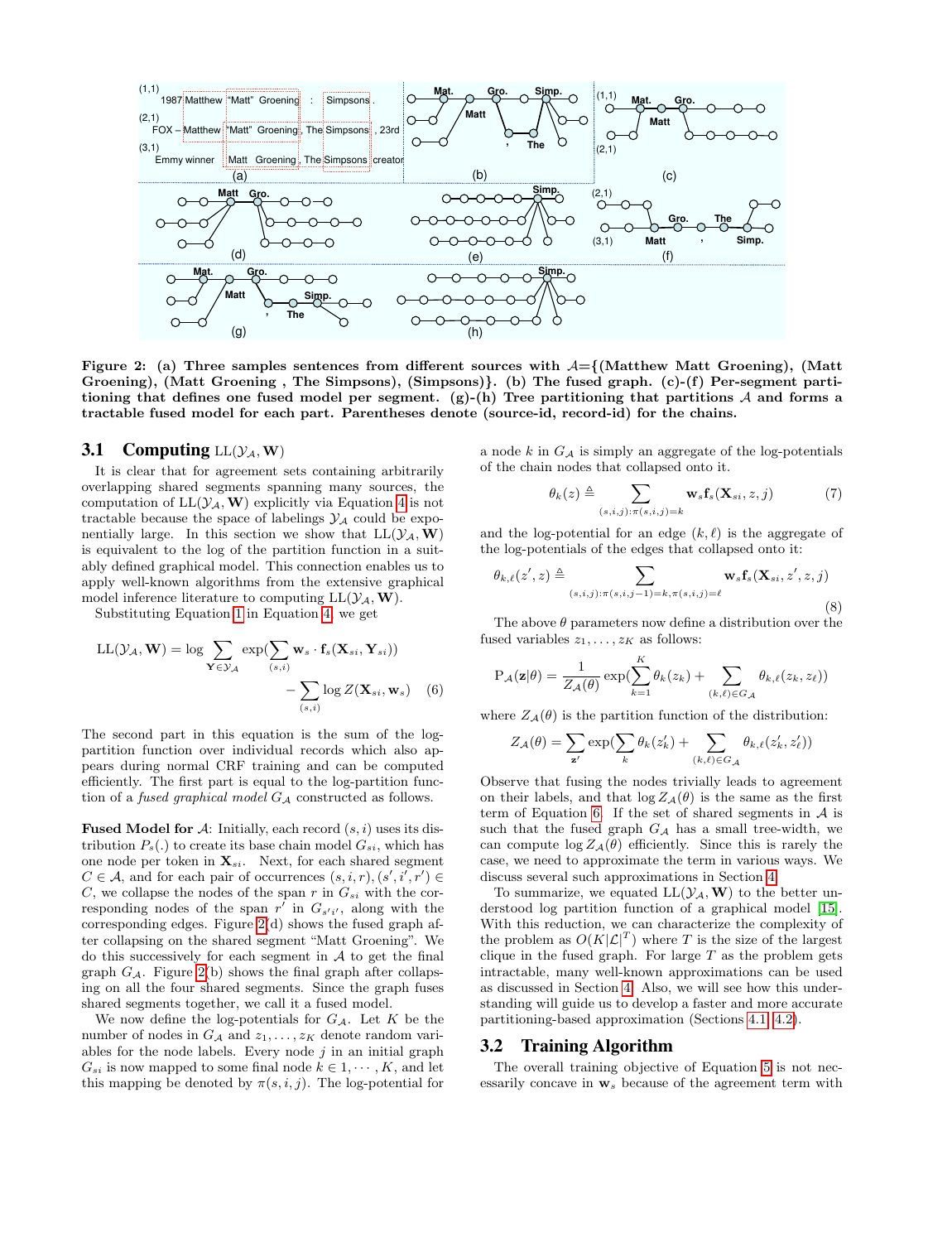Figure 2: (a) Three samples sentences from different sources with $\mathcal{A}$={(Matthew Matt Groening), (Matt Groening), (Matt Groening , The Simpsons), (Simpsons)}. (b) The fused graph. (c)-(f) Per-segment partitioning that defines one fused model per segment. (g)-(h) Tree partitioning that partitions $\mathcal{A}$ and forms a tractable fused model for each part. Parentheses denote (source-id, record-id) for the chains.

## 3.1 Computing $\mathrm{LL}(\mathcal{Y}_\mathcal{A}, \mathbf{W})$

It is clear that for agreement sets containing arbitrarily overlapping shared segments spanning many sources, the computation of $\mathrm{LL}(\mathcal{Y}_\mathcal{A}, \mathbf{W})$ explicitly via Equation 4 is not tractable because the space of labelings $\mathcal{Y}_\mathcal{A}$ could be exponentially large. In this section we show that $\mathrm{LL}(\mathcal{Y}_\mathcal{A}, \mathbf{W})$ is equivalent to the log of the partition function in a suitably defined graphical model. This connection enables us to apply well-known algorithms from the extensive graphical model inference literature to computing $\mathrm{LL}(\mathcal{Y}_\mathcal{A}, \mathbf{W})$.

Substituting Equation 1 in Equation 4, we get

$$\mathrm{LL}(\mathcal{Y}_\mathcal{A}, \mathbf{W}) = \log \sum_{\mathbf{Y} \in \mathcal{Y}_\mathcal{A}} \exp(\sum_{(s,i)} \mathbf{w}_s \cdot \mathbf{f}_s(\mathbf{X}_{si}, \mathbf{Y}_{si})) - \sum_{(s,i)} \log Z(\mathbf{X}_{si}, \mathbf{w}_s) \quad (6)$$

The second part in this equation is the sum of the log-partition function over individual records which also appears during normal CRF training and can be computed efficiently. The first part is equal to the log-partition function of a *fused graphical model* $G_\mathcal{A}$ constructed as follows.

**Fused Model for $\mathcal{A}$**: Initially, each record $(s, i)$ uses its distribution $P_s(.)$ to create its base chain model $G_{si}$, which has one node per token in $\mathbf{X}_{si}$. Next, for each shared segment $C \in \mathcal{A}$, and for each pair of occurrences $(s, i, r), (s', i', r') \in C$, we collapse the nodes of the span $r$ in $G_{si}$ with the corresponding nodes of the span $r'$ in $G_{s'i'}$, along with the corresponding edges. Figure 2(d) shows the fused graph after collapsing on the shared segment "Matt Groening". We do this successively for each segment in $\mathcal{A}$ to get the final graph $G_\mathcal{A}$. Figure 2(b) shows the final graph after collapsing on all the four shared segments. Since the graph fuses shared segments together, we call it a fused model.

We now define the log-potentials for $G_\mathcal{A}$. Let $K$ be the number of nodes in $G_\mathcal{A}$ and $z_1, \ldots, z_K$ denote random variables for the node labels. Every node $j$ in an initial graph $G_{si}$ is now mapped to some final node $k \in 1, \cdots, K$, and let this mapping be denoted by $\pi(s, i, j)$. The log-potential for a node $k$ in $G_\mathcal{A}$ is simply an aggregate of the log-potentials of the chain nodes that collapsed onto it.

$$\theta_k(z) \triangleq \sum_{(s,i,j):\pi(s,i,j)=k} \mathbf{w}_s \mathbf{f}_s(\mathbf{X}_{si}, z, j) \quad (7)$$

and the log-potential for an edge $(k, \ell)$ is the aggregate of the log-potentials of the edges that collapsed onto it:

$$\theta_{k,\ell}(z', z) \triangleq \sum_{(s,i,j):\pi(s,i,j-1)=k, \pi(s,i,j)=\ell} \mathbf{w}_s \mathbf{f}_s(\mathbf{X}_{si}, z', z, j) \quad (8)$$

The above $\theta$ parameters now define a distribution over the fused variables $z_1, \ldots, z_K$ as follows:

$$\mathrm{P}_\mathcal{A}(\mathbf{z}|\theta) = \frac{1}{Z_\mathcal{A}(\theta)} \exp(\sum_{k=1}^{K} \theta_k(z_k) + \sum_{(k,\ell) \in G_\mathcal{A}} \theta_{k,\ell}(z_k, z_\ell))$$

where $Z_\mathcal{A}(\theta)$ is the partition function of the distribution:

$$Z_\mathcal{A}(\theta) = \sum_{\mathbf{z}'} \exp(\sum_k \theta_k(z'_k) + \sum_{(k,\ell) \in G_\mathcal{A}} \theta_{k,\ell}(z'_k, z'_\ell))$$

Observe that fusing the nodes trivially leads to agreement on their labels, and that $\log Z_\mathcal{A}(\theta)$ is the same as the first term of Equation 6. If the set of shared segments in $\mathcal{A}$ is such that the fused graph $G_\mathcal{A}$ has a small tree-width, we can compute $\log Z_\mathcal{A}(\theta)$ efficiently. Since this is rarely the case, we need to approximate the term in various ways. We discuss several such approximations in Section 4.

To summarize, we equated $\mathrm{LL}(\mathcal{Y}_\mathcal{A}, \mathbf{W})$ to the better understood log partition function of a graphical model [15]. With this reduction, we can characterize the complexity of the problem as $O(K|\mathcal{L}|^T)$ where $T$ is the size of the largest clique in the fused graph. For large $T$ as the problem gets intractable, many well-known approximations can be used as discussed in Section 4. Also, we will see how this understanding will guide us to develop a faster and more accurate partitioning-based approximation (Sections 4.1, 4.2).

## 3.2 Training Algorithm

The overall training objective of Equation 5 is not necessarily concave in $\mathbf{w}_s$ because of the agreement term with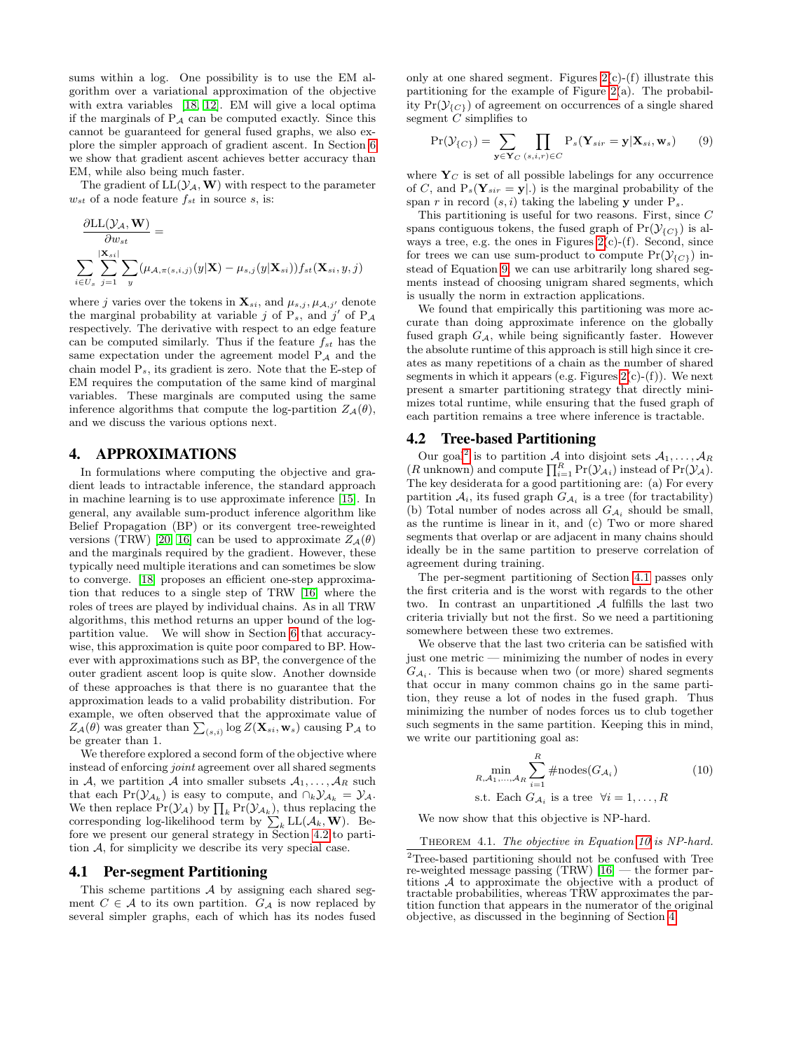sums within a log. One possibility is to use the EM algorithm over a variational approximation of the objective with extra variables [18, 12]. EM will give a local optima if the marginals of $\mathrm{P}_\mathcal{A}$ can be computed exactly. Since this cannot be guaranteed for general fused graphs, we also explore the simpler approach of gradient ascent. In Section 6 we show that gradient ascent achieves better accuracy than EM, while also being much faster.

The gradient of $\mathrm{LL}(\mathcal{Y}_\mathcal{A}, \mathbf{W})$ with respect to the parameter $w_{st}$ of a node feature $f_{st}$ in source $s$, is:

$$\frac{\partial \mathrm{LL}(\mathcal{Y}_\mathcal{A}, \mathbf{W})}{\partial w_{st}} = \sum_{i \in U_s} \sum_{j=1}^{|\mathbf{X}_{si}|} \sum_{y} (\mu_{\mathcal{A},\pi(s,i,j)}(y|\mathbf{X}) - \mu_{s,j}(y|\mathbf{X}_{si})) f_{st}(\mathbf{X}_{si}, y, j)$$

where $j$ varies over the tokens in $\mathbf{X}_{si}$, and $\mu_{s,j}, \mu_{\mathcal{A},j'}$ denote the marginal probability at variable $j$ of $\mathrm{P}_s$, and $j'$ of $\mathrm{P}_\mathcal{A}$ respectively. The derivative with respect to an edge feature can be computed similarly. Thus if the feature $f_{st}$ has the same expectation under the agreement model $\mathrm{P}_\mathcal{A}$ and the chain model $\mathrm{P}_s$, its gradient is zero. Note that the E-step of EM requires the computation of the same kind of marginal variables. These marginals are computed using the same inference algorithms that compute the log-partition $Z_\mathcal{A}(\theta)$, and we discuss the various options next.

## 4. APPROXIMATIONS

In formulations where computing the objective and gradient leads to intractable inference, the standard approach in machine learning is to use approximate inference [15]. In general, any available sum-product inference algorithm like Belief Propagation (BP) or its convergent tree-reweighted versions (TRW) [20, 16] can be used to approximate $Z_\mathcal{A}(\theta)$ and the marginals required by the gradient. However, these typically need multiple iterations and can sometimes be slow to converge. [18] proposes an efficient one-step approximation that reduces to a single step of TRW [16] where the roles of trees are played by individual chains. As in all TRW algorithms, this method returns an upper bound of the log-partition value. We will show in Section 6 that accuracy-wise, this approximation is quite poor compared to BP. However with approximations such as BP, the convergence of the outer gradient ascent loop is quite slow. Another downside of these approaches is that there is no guarantee that the approximation leads to a valid probability distribution. For example, we often observed that the approximate value of $Z_\mathcal{A}(\theta)$ was greater than $\sum_{(s,i)} \log Z(\mathbf{X}_{si}, \mathbf{w}_s)$ causing $\mathrm{P}_\mathcal{A}$ to be greater than 1.

We therefore explored a second form of the objective where instead of enforcing *joint* agreement over all shared segments in $\mathcal{A}$, we partition $\mathcal{A}$ into smaller subsets $\mathcal{A}_1, \ldots, \mathcal{A}_R$ such that each $\Pr(\mathcal{Y}_{\mathcal{A}_k})$ is easy to compute, and $\cap_k \mathcal{Y}_{\mathcal{A}_k} = \mathcal{Y}_\mathcal{A}$. We then replace $\Pr(\mathcal{Y}_\mathcal{A})$ by $\prod_k \Pr(\mathcal{Y}_{\mathcal{A}_k})$, thus replacing the corresponding log-likelihood term by $\sum_k \mathrm{LL}(\mathcal{A}_k, \mathbf{W})$. Before we present our general strategy in Section 4.2 to partition $\mathcal{A}$, for simplicity we describe its very special case.

### 4.1 Per-segment Partitioning

This scheme partitions $\mathcal{A}$ by assigning each shared segment $C \in \mathcal{A}$ to its own partition. $G_\mathcal{A}$ is now replaced by several simpler graphs, each of which has its nodes fused only at one shared segment. Figures 2(c)-(f) illustrate this partitioning for the example of Figure 2(a). The probability $\Pr(\mathcal{Y}_{\{C\}})$ of agreement on occurrences of a single shared segment $C$ simplifies to

$$\Pr(\mathcal{Y}_{\{C\}}) = \sum_{\mathbf{y} \in \mathbf{Y}_C} \prod_{(s,i,r) \in C} \mathrm{P}_s(\mathbf{Y}_{sir} = \mathbf{y} | \mathbf{X}_{si}, \mathbf{w}_s) \tag{9}$$

where $\mathbf{Y}_C$ is set of all possible labelings for any occurrence of $C$, and $\mathrm{P}_s(\mathbf{Y}_{sir} = \mathbf{y}|.)$ is the marginal probability of the span $r$ in record $(s, i)$ taking the labeling $\mathbf{y}$ under $\mathrm{P}_s$.

This partitioning is useful for two reasons. First, since $C$ spans contiguous tokens, the fused graph of $\Pr(\mathcal{Y}_{\{C\}})$ is always a tree, e.g. the ones in Figures 2(c)-(f). Second, since for trees we can use sum-product to compute $\Pr(\mathcal{Y}_{\{C\}})$ instead of Equation 9, we can use arbitrarily long shared segments instead of choosing unigram shared segments, which is usually the norm in extraction applications.

We found that empirically this partitioning was more accurate than doing approximate inference on the globally fused graph $G_\mathcal{A}$, while being significantly faster. However the absolute runtime of this approach is still high since it creates as many repetitions of a chain as the number of shared segments in which it appears (e.g. Figures 2(c)-(f)). We next present a smarter partitioning strategy that directly minimizes total runtime, while ensuring that the fused graph of each partition remains a tree where inference is tractable.

### 4.2 Tree-based Partitioning

Our goal[2] is to partition $\mathcal{A}$ into disjoint sets $\mathcal{A}_1, \ldots, \mathcal{A}_R$ ($R$ unknown) and compute $\prod_{i=1}^{R} \Pr(\mathcal{Y}_{\mathcal{A}_i})$ instead of $\Pr(\mathcal{Y}_\mathcal{A})$. The key desiderata for a good partitioning are: (a) For every partition $\mathcal{A}_i$, its fused graph $G_{\mathcal{A}_i}$ is a tree (for tractability) (b) Total number of nodes across all $G_{\mathcal{A}_i}$ should be small, as the runtime is linear in it, and (c) Two or more shared segments that overlap or are adjacent in many chains should ideally be in the same partition to preserve correlation of agreement during training.

The per-segment partitioning of Section 4.1 passes only the first criteria and is the worst with regards to the other two. In contrast an unpartitioned $\mathcal{A}$ fulfills the last two criteria trivially but not the first. So we need a partitioning somewhere between these two extremes.

We observe that the last two criteria can be satisfied with just one metric — minimizing the number of nodes in every $G_{\mathcal{A}_i}$. This is because when two (or more) shared segments that occur in many common chains go in the same partition, they reuse a lot of nodes in the fused graph. Thus minimizing the number of nodes forces us to club together such segments in the same partition. Keeping this in mind, we write our partitioning goal as:

$$\min_{R, \mathcal{A}_1, \ldots, \mathcal{A}_R} \sum_{i=1}^{R} \#\mathrm{nodes}(G_{\mathcal{A}_i}) \tag{10}$$
$$\text{s.t. Each } G_{\mathcal{A}_i} \text{ is a tree } \forall i = 1, \ldots, R$$

We now show that this objective is NP-hard.

THEOREM 4.1. *The objective in Equation 10 is NP-hard.*

[2]Tree-based partitioning should not be confused with Tree re-weighted message passing (TRW) [16] — the former partitions $\mathcal{A}$ to approximate the objective with a product of tractable probabilities, whereas TRW approximates the partition function that appears in the numerator of the original objective, as discussed in the beginning of Section 4.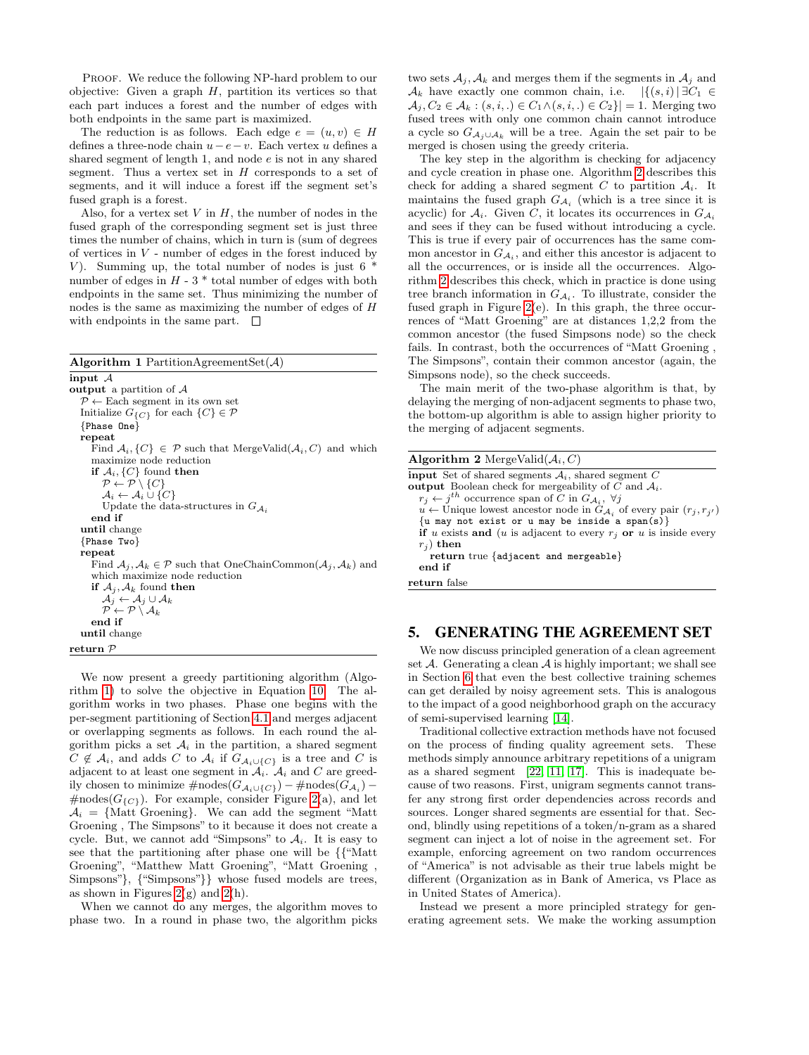PROOF. We reduce the following NP-hard problem to our objective: Given a graph $H$, partition its vertices so that each part induces a forest and the number of edges with both endpoints in the same part is maximized.

The reduction is as follows. Each edge $e = (u, v) \in H$ defines a three-node chain $u - e - v$. Each vertex $u$ defines a shared segment of length 1, and node $e$ is not in any shared segment. Thus a vertex set in $H$ corresponds to a set of segments, and it will induce a forest iff the segment set's fused graph is a forest.

Also, for a vertex set $V$ in $H$, the number of nodes in the fused graph of the corresponding segment set is just three times the number of chains, which in turn is (sum of degrees of vertices in $V$ - number of edges in the forest induced by $V$). Summing up, the total number of nodes is just 6 * number of edges in $H$ - 3 * total number of edges with both endpoints in the same set. Thus minimizing the number of nodes is the same as maximizing the number of edges of $H$ with endpoints in the same part. □

**Algorithm 1** PartitionAgreementSet($\mathcal{A}$)

```
input 𝒜
output a partition of 𝒜
  𝒫 ← Each segment in its own set
  Initialize G_{C} for each {C} ∈ 𝒫
  {Phase One}
  repeat
    Find 𝒜_i, {C} ∈ 𝒫 such that MergeValid(𝒜_i, C) and which
    maximize node reduction
    if 𝒜_i, {C} found then
      𝒫 ← 𝒫 \ {C}
      𝒜_i ← 𝒜_i ∪ {C}
      Update the data-structures in G_{𝒜_i}
    end if
  until change
  {Phase Two}
  repeat
    Find 𝒜_j, 𝒜_k ∈ 𝒫 such that OneChainCommon(𝒜_j, 𝒜_k) and
    which maximize node reduction
    if 𝒜_j, 𝒜_k found then
      𝒜_j ← 𝒜_j ∪ 𝒜_k
      𝒫 ← 𝒫 \ 𝒜_k
    end if
  until change
return 𝒫
```

We now present a greedy partitioning algorithm (Algorithm 1) to solve the objective in Equation 10. The algorithm works in two phases. Phase one begins with the per-segment partitioning of Section 4.1 and merges adjacent or overlapping segments as follows. In each round the algorithm picks a set $\mathcal{A}_i$ in the partition, a shared segment $C \notin \mathcal{A}_i$, and adds $C$ to $\mathcal{A}_i$ if $G_{\mathcal{A}_i \cup \{C\}}$ is a tree and $C$ is adjacent to at least one segment in $\mathcal{A}_i$. $\mathcal{A}_i$ and $C$ are greedily chosen to minimize $\#\text{nodes}(G_{\mathcal{A}_i \cup \{C\}}) - \#\text{nodes}(G_{\mathcal{A}_i}) - \#\text{nodes}(G_{\{C\}})$. For example, consider Figure 2(a), and let $\mathcal{A}_i$ = {Matt Groening}. We can add the segment "Matt Groening , The Simpsons" to it because it does not create a cycle. But, we cannot add "Simpsons" to $\mathcal{A}_i$. It is easy to see that the partitioning after phase one will be {{"Matt Groening", "Matthew Matt Groening", "Matt Groening , Simpsons"}, {"Simpsons"}} whose fused models are trees, as shown in Figures 2(g) and 2(h).

When we cannot do any merges, the algorithm moves to phase two. In a round in phase two, the algorithm picks two sets $\mathcal{A}_j, \mathcal{A}_k$ and merges them if the segments in $\mathcal{A}_j$ and $\mathcal{A}_k$ have exactly one common chain, i.e. $|\{(s, i) \,|\, \exists C_1 \in \mathcal{A}_j, C_2 \in \mathcal{A}_k : (s, i, .) \in C_1 \wedge (s, i, .) \in C_2\}| = 1$. Merging two fused trees with only one common chain cannot introduce a cycle so $G_{\mathcal{A}_j \cup \mathcal{A}_k}$ will be a tree. Again the set pair to be merged is chosen using the greedy criteria.

The key step in the algorithm is checking for adjacency and cycle creation in phase one. Algorithm 2 describes this check for adding a shared segment $C$ to partition $\mathcal{A}_i$. It maintains the fused graph $G_{\mathcal{A}_i}$ (which is a tree since it is acyclic) for $\mathcal{A}_i$. Given $C$, it locates its occurrences in $G_{\mathcal{A}_i}$ and sees if they can be fused without introducing a cycle. This is true if every pair of occurrences has the same common ancestor in $G_{\mathcal{A}_i}$, and either this ancestor is adjacent to all the occurrences, or is inside all the occurrences. Algorithm 2 describes this check, which in practice is done using tree branch information in $G_{\mathcal{A}_i}$. To illustrate, consider the fused graph in Figure 2(e). In this graph, the three occurrences of "Matt Groening" are at distances 1,2,2 from the common ancestor (the fused Simpsons node) so the check fails. In contrast, both the occurrences of "Matt Groening , The Simpsons", contain their common ancestor (again, the Simpsons node), so the check succeeds.

The main merit of the two-phase algorithm is that, by delaying the merging of non-adjacent segments to phase two, the bottom-up algorithm is able to assign higher priority to the merging of adjacent segments.

**Algorithm 2** MergeValid($\mathcal{A}_i, C$)

```
input Set of shared segments 𝒜_i, shared segment C
output Boolean check for mergeability of C and 𝒜_i.
  r_j ← j^th occurrence span of C in G_{𝒜_i}, ∀j
  u ← Unique lowest ancestor node in G_{𝒜_i} of every pair (r_j, r_j')
  {u may not exist or u may be inside a span(s)}
  if u exists and (u is adjacent to every r_j or u is inside every
  r_j) then
    return true {adjacent and mergeable}
  end if
return false
```

## 5. GENERATING THE AGREEMENT SET

We now discuss principled generation of a clean agreement set $\mathcal{A}$. Generating a clean $\mathcal{A}$ is highly important; we shall see in Section 6 that even the best collective training schemes can get derailed by noisy agreement sets. This is analogous to the impact of a good neighborhood graph on the accuracy of semi-supervised learning [14].

Traditional collective extraction methods have not focused on the process of finding quality agreement sets. These methods simply announce arbitrary repetitions of a unigram as a shared segment [22, 11, 17]. This is inadequate because of two reasons. First, unigram segments cannot transfer any strong first order dependencies across records and sources. Longer shared segments are essential for that. Second, blindly using repetitions of a token/n-gram as a shared segment can inject a lot of noise in the agreement set. For example, enforcing agreement on two random occurrences of "America" is not advisable as their true labels might be different (Organization as in Bank of America, vs Place as in United States of America).

Instead we present a more principled strategy for generating agreement sets. We make the working assumption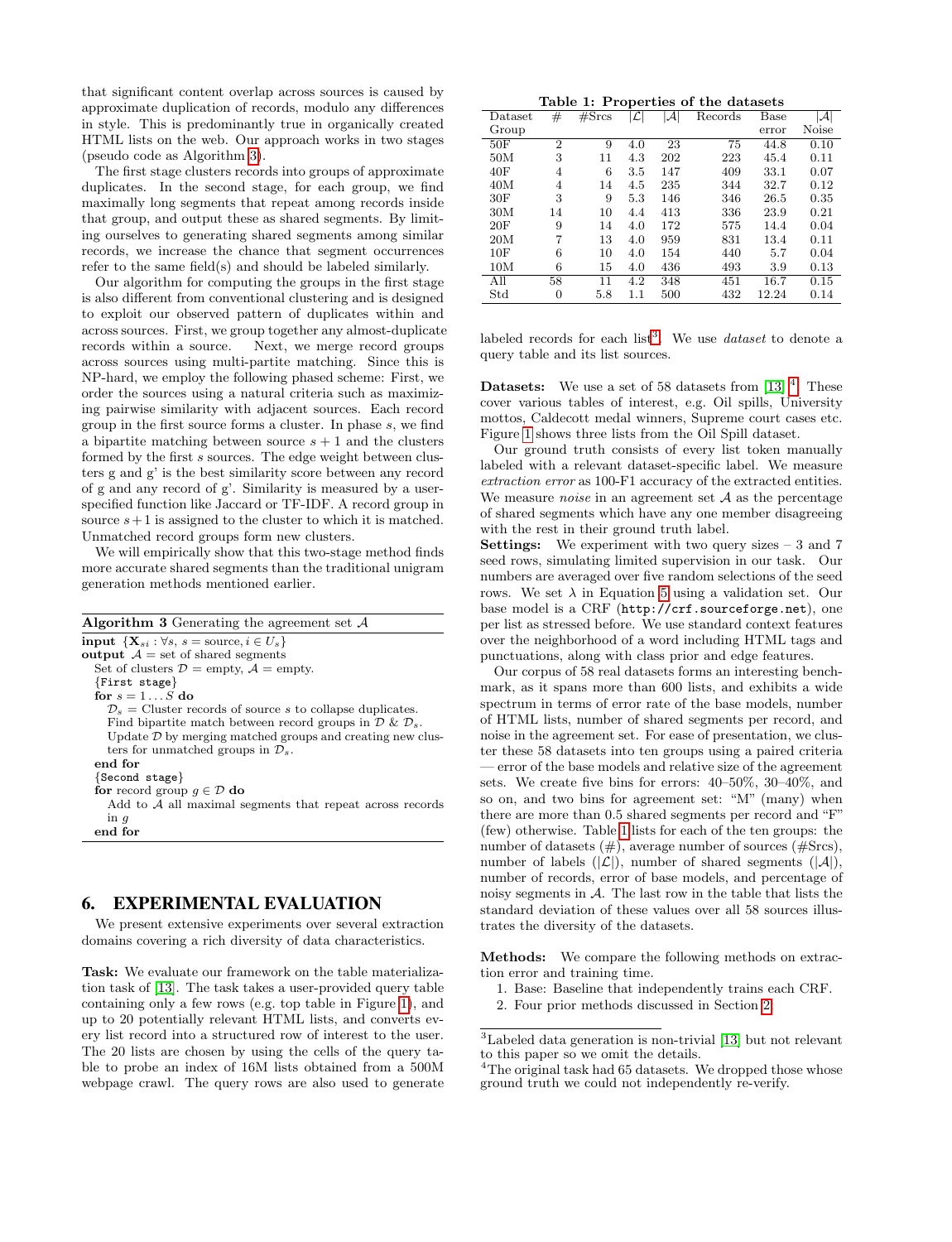that significant content overlap across sources is caused by approximate duplication of records, modulo any differences in style. This is predominantly true in organically created HTML lists on the web. Our approach works in two stages (pseudo code as Algorithm 3).

The first stage clusters records into groups of approximate duplicates. In the second stage, for each group, we find maximally long segments that repeat among records inside that group, and output these as shared segments. By limiting ourselves to generating shared segments among similar records, we increase the chance that segment occurrences refer to the same field(s) and should be labeled similarly.

Our algorithm for computing the groups in the first stage is also different from conventional clustering and is designed to exploit our observed pattern of duplicates within and across sources. First, we group together any almost-duplicate records within a source. Next, we merge record groups across sources using multi-partite matching. Since this is NP-hard, we employ the following phased scheme: First, we order the sources using a natural criteria such as maximizing pairwise similarity with adjacent sources. Each record group in the first source forms a cluster. In phase $s$, we find a bipartite matching between source $s+1$ and the clusters formed by the first $s$ sources. The edge weight between clusters g and g' is the best similarity score between any record of g and any record of g'. Similarity is measured by a user-specified function like Jaccard or TF-IDF. A record group in source $s+1$ is assigned to the cluster to which it is matched. Unmatched record groups form new clusters.

We will empirically show that this two-stage method finds more accurate shared segments than the traditional unigram generation methods mentioned earlier.

**Algorithm 3** Generating the agreement set $\mathcal{A}$

```
input {X_si : ∀s, s = source, i ∈ U_s}
output A = set of shared segments
  Set of clusters D = empty, A = empty.
  {First stage}
  for s = 1 ... S do
    D_s = Cluster records of source s to collapse duplicates.
    Find bipartite match between record groups in D & D_s.
    Update D by merging matched groups and creating new clusters for unmatched groups in D_s.
  end for
  {Second stage}
  for record group g ∈ D do
    Add to A all maximal segments that repeat across records in g
  end for
```

## 6. EXPERIMENTAL EVALUATION

We present extensive experiments over several extraction domains covering a rich diversity of data characteristics.

**Task:** We evaluate our framework on the table materialization task of [13]. The task takes a user-provided query table containing only a few rows (e.g. top table in Figure 1), and up to 20 potentially relevant HTML lists, and converts every list record into a structured row of interest to the user. The 20 lists are chosen by using the cells of the query table to probe an index of 16M lists obtained from a 500M webpage crawl. The query rows are also used to generate labeled records for each list[3]. We use *dataset* to denote a query table and its list sources.

**Table 1: Properties of the datasets**

| Dataset Group | # | #Srcs | $\lvert\mathcal{L}\rvert$ | $\lvert\mathcal{A}\rvert$ | Records | Base error | $\lvert\mathcal{A}\rvert$ Noise |
|---|---|---|---|---|---|---|---|
| 50F | 2 | 9 | 4.0 | 23 | 75 | 44.8 | 0.10 |
| 50M | 3 | 11 | 4.3 | 202 | 223 | 45.4 | 0.11 |
| 40F | 4 | 6 | 3.5 | 147 | 409 | 33.1 | 0.07 |
| 40M | 4 | 14 | 4.5 | 235 | 344 | 32.7 | 0.12 |
| 30F | 3 | 9 | 5.3 | 146 | 346 | 26.5 | 0.35 |
| 30M | 14 | 10 | 4.4 | 413 | 336 | 23.9 | 0.21 |
| 20F | 9 | 14 | 4.0 | 172 | 575 | 14.4 | 0.04 |
| 20M | 7 | 13 | 4.0 | 959 | 831 | 13.4 | 0.11 |
| 10F | 6 | 10 | 4.0 | 154 | 440 | 5.7 | 0.04 |
| 10M | 6 | 15 | 4.0 | 436 | 493 | 3.9 | 0.13 |
| All | 58 | 11 | 4.2 | 348 | 451 | 16.7 | 0.15 |
| Std | 0 | 5.8 | 1.1 | 500 | 432 | 12.24 | 0.14 |

**Datasets:** We use a set of 58 datasets from [13] [4]. These cover various tables of interest, e.g. Oil spills, University mottos, Caldecott medal winners, Supreme court cases etc. Figure 1 shows three lists from the Oil Spill dataset.

Our ground truth consists of every list token manually labeled with a relevant dataset-specific label. We measure *extraction error* as 100-F1 accuracy of the extracted entities. We measure *noise* in an agreement set $\mathcal{A}$ as the percentage of shared segments which have any one member disagreeing with the rest in their ground truth label.

**Settings:** We experiment with two query sizes – 3 and 7 seed rows, simulating limited supervision in our task. Our numbers are averaged over five random selections of the seed rows. We set $\lambda$ in Equation 5 using a validation set. Our base model is a CRF (`http://crf.sourceforge.net`), one per list as stressed before. We use standard context features over the neighborhood of a word including HTML tags and punctuations, along with class prior and edge features.

Our corpus of 58 real datasets forms an interesting benchmark, as it spans more than 600 lists, and exhibits a wide spectrum in terms of error rate of the base models, number of HTML lists, number of shared segments per record, and noise in the agreement set. For ease of presentation, we cluster these 58 datasets into ten groups using a paired criteria — error of the base models and relative size of the agreement sets. We create five bins for errors: 40–50%, 30–40%, and so on, and two bins for agreement set: "M" (many) when there are more than 0.5 shared segments per record and "F" (few) otherwise. Table 1 lists for each of the ten groups: the number of datasets (#), average number of sources (#Srcs), number of labels ($\lvert\mathcal{L}\rvert$), number of shared segments ($\lvert\mathcal{A}\rvert$), number of records, error of base models, and percentage of noisy segments in $\mathcal{A}$. The last row in the table that lists the standard deviation of these values over all 58 sources illustrates the diversity of the datasets.

**Methods:** We compare the following methods on extraction error and training time.

1. Base: Baseline that independently trains each CRF.
2. Four prior methods discussed in Section 2.

[3] Labeled data generation is non-trivial [13] but not relevant to this paper so we omit the details.

[4] The original task had 65 datasets. We dropped those whose ground truth we could not independently re-verify.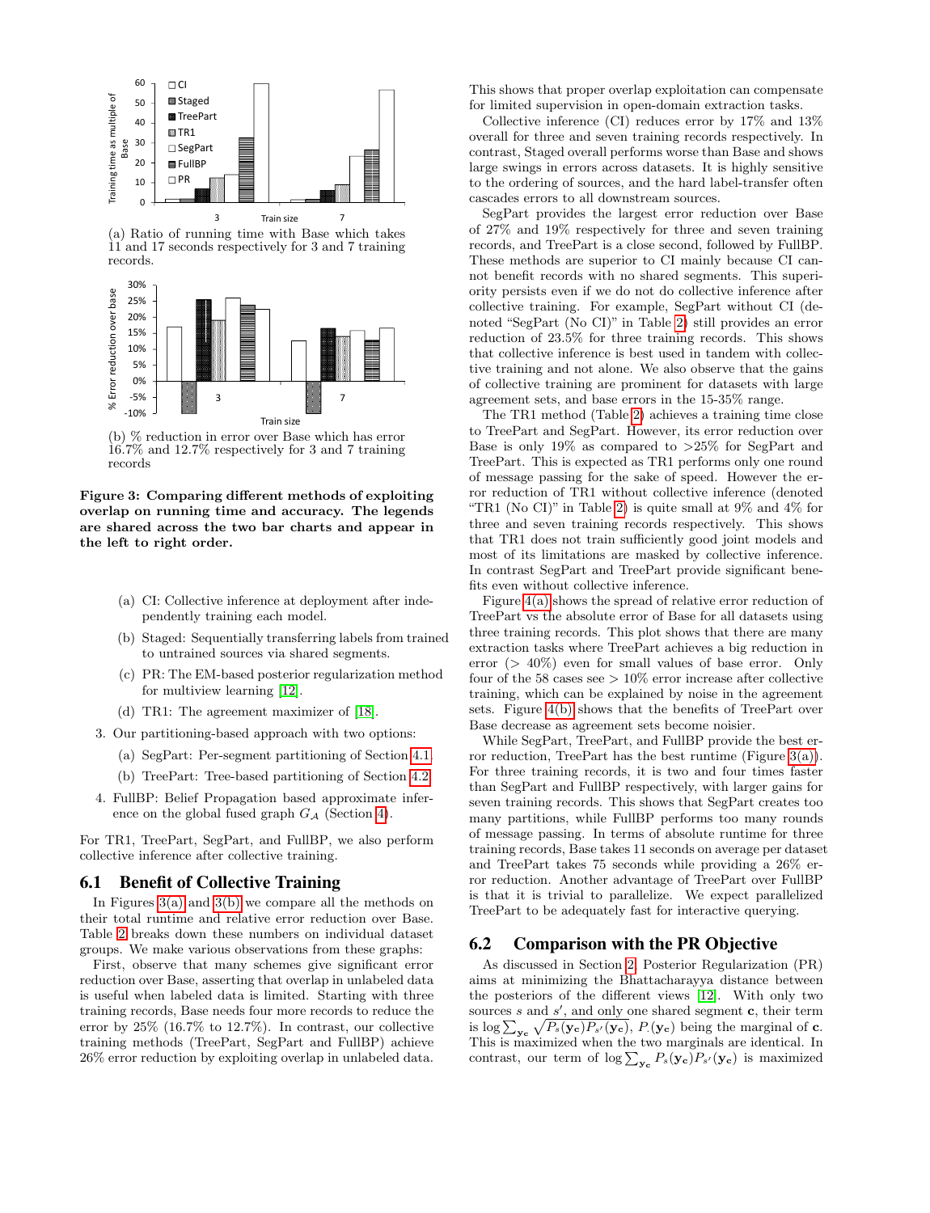(a) Ratio of running time with Base which takes 11 and 17 seconds respectively for 3 and 7 training records.

(b) % reduction in error over Base which has error 16.7% and 12.7% respectively for 3 and 7 training records

**Figure 3: Comparing different methods of exploiting overlap on running time and accuracy. The legends are shared across the two bar charts and appear in the left to right order.**

   (a) CI: Collective inference at deployment after independently training each model.

   (b) Staged: Sequentially transferring labels from trained to untrained sources via shared segments.

   (c) PR: The EM-based posterior regularization method for multiview learning [12].

   (d) TR1: The agreement maximizer of [18].

3. Our partitioning-based approach with two options:

   (a) SegPart: Per-segment partitioning of Section 4.1.

   (b) TreePart: Tree-based partitioning of Section 4.2.

4. FullBP: Belief Propagation based approximate inference on the global fused graph $G_\mathcal{A}$ (Section 4).

For TR1, TreePart, SegPart, and FullBP, we also perform collective inference after collective training.

## 6.1 Benefit of Collective Training

In Figures 3(a) and 3(b) we compare all the methods on their total runtime and relative error reduction over Base. Table 2 breaks down these numbers on individual dataset groups. We make various observations from these graphs:

First, observe that many schemes give significant error reduction over Base, asserting that overlap in unlabeled data is useful when labeled data is limited. Starting with three training records, Base needs four more records to reduce the error by 25% (16.7% to 12.7%). In contrast, our collective training methods (TreePart, SegPart and FullBP) achieve 26% error reduction by exploiting overlap in unlabeled data. This shows that proper overlap exploitation can compensate for limited supervision in open-domain extraction tasks.

Collective inference (CI) reduces error by 17% and 13% overall for three and seven training records respectively. In contrast, Staged overall performs worse than Base and shows large swings in errors across datasets. It is highly sensitive to the ordering of sources, and the hard label-transfer often cascades errors to all downstream sources.

SegPart provides the largest error reduction over Base of 27% and 19% respectively for three and seven training records, and TreePart is a close second, followed by FullBP. These methods are superior to CI mainly because CI cannot benefit records with no shared segments. This superiority persists even if we do not do collective inference after collective training. For example, SegPart without CI (denoted "SegPart (No CI)" in Table 2) still provides an error reduction of 23.5% for three training records. This shows that collective inference is best used in tandem with collective training and not alone. We also observe that the gains of collective training are prominent for datasets with large agreement sets, and base errors in the 15-35% range.

The TR1 method (Table 2) achieves a training time close to TreePart and SegPart. However, its error reduction over Base is only 19% as compared to >25% for SegPart and TreePart. This is expected as TR1 performs only one round of message passing for the sake of speed. However the error reduction of TR1 without collective inference (denoted "TR1 (No CI)" in Table 2) is quite small at 9% and 4% for three and seven training records respectively. This shows that TR1 does not train sufficiently good joint models and most of its limitations are masked by collective inference. In contrast SegPart and TreePart provide significant benefits even without collective inference.

Figure 4(a) shows the spread of relative error reduction of TreePart vs the absolute error of Base for all datasets using three training records. This plot shows that there are many extraction tasks where TreePart achieves a big reduction in error (> 40%) even for small values of base error. Only four of the 58 cases see > 10% error increase after collective training, which can be explained by noise in the agreement sets. Figure 4(b) shows that the benefits of TreePart over Base decrease as agreement sets become noisier.

While SegPart, TreePart, and FullBP provide the best error reduction, TreePart has the best runtime (Figure 3(a)). For three training records, it is two and four times faster than SegPart and FullBP respectively, with larger gains for seven training records. This shows that SegPart creates too many partitions, while FullBP performs too many rounds of message passing. In terms of absolute runtime for three training records, Base takes 11 seconds on average per dataset and TreePart takes 75 seconds while providing a 26% error reduction. Another advantage of TreePart over FullBP is that it is trivial to parallelize. We expect parallelized TreePart to be adequately fast for interactive querying.

## 6.2 Comparison with the PR Objective

As discussed in Section 2, Posterior Regularization (PR) aims at minimizing the Bhattacharayya distance between the posteriors of the different views [12]. With only two sources $s$ and $s'$, and only one shared segment $\mathbf{c}$, their term is $\log \sum_{\mathbf{y_c}} \sqrt{P_s(\mathbf{y_c})P_{s'}(\mathbf{y_c})}$, $P_.(\mathbf{y_c})$ being the marginal of $\mathbf{c}$. This is maximized when the two marginals are identical. In contrast, our term of $\log \sum_{\mathbf{y_c}} P_s(\mathbf{y_c})P_{s'}(\mathbf{y_c})$ is maximized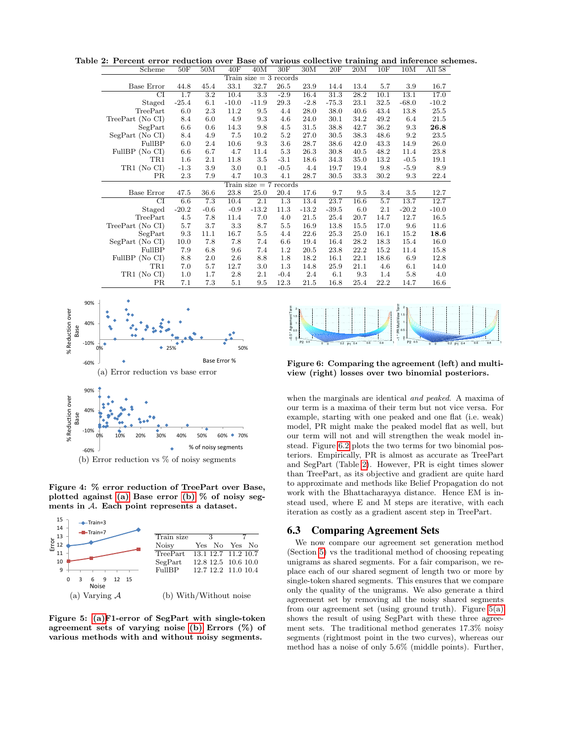**Table 2: Percent error reduction over Base of various collective training and inference schemes.**

| Scheme | 50F | 50M | 40F | 40M | 30F | 30M | 20F | 20M | 10F | 10M | All 58 |
|---|---|---|---|---|---|---|---|---|---|---|---|
| | | | | | Train size = 3 records | | | | | | |
| Base Error | 44.8 | 45.4 | 33.1 | 32.7 | 26.5 | 23.9 | 14.4 | 13.4 | 5.7 | 3.9 | 16.7 |
| CI | 1.7 | 3.2 | 10.4 | 3.3 | -2.9 | 16.4 | 31.3 | 28.2 | 10.1 | 13.1 | 17.0 |
| Staged | -25.4 | 6.1 | -10.0 | -11.9 | 29.3 | -2.8 | -75.3 | 23.1 | 32.5 | -68.0 | -10.2 |
| TreePart | 6.0 | 2.3 | 11.2 | 9.5 | 4.4 | 28.0 | 38.0 | 40.6 | 43.4 | 13.8 | 25.5 |
| TreePart (No CI) | 8.4 | 6.0 | 4.9 | 9.3 | 4.6 | 24.0 | 30.1 | 34.2 | 49.2 | 6.4 | 21.5 |
| SegPart | 6.6 | 0.6 | 14.3 | 9.8 | 4.5 | 31.5 | 38.8 | 42.7 | 36.2 | 9.3 | **26.8** |
| SegPart (No CI) | 8.4 | 4.9 | 7.5 | 10.2 | 5.2 | 27.0 | 30.5 | 38.3 | 48.6 | 9.2 | 23.5 |
| FullBP | 6.0 | 2.4 | 10.6 | 9.3 | 3.6 | 28.7 | 38.6 | 42.0 | 43.3 | 14.9 | 26.0 |
| FullBP (No CI) | 6.6 | 6.7 | 4.7 | 11.4 | 5.3 | 26.3 | 30.8 | 40.5 | 48.2 | 11.4 | 23.8 |
| TR1 | 1.6 | 2.1 | 11.8 | 3.5 | -3.1 | 18.6 | 34.3 | 35.0 | 13.2 | -0.5 | 19.1 |
| TR1 (No CI) | -1.3 | 3.9 | 3.0 | 0.1 | -0.5 | 4.4 | 19.7 | 19.4 | 9.8 | -5.9 | 8.9 |
| PR | 2.3 | 7.9 | 4.7 | 10.3 | 4.1 | 28.7 | 30.5 | 33.3 | 30.2 | 9.3 | 22.4 |
| | | | | | Train size = 7 records | | | | | | |
| Base Error | 47.5 | 36.6 | 23.8 | 25.0 | 20.4 | 17.6 | 9.7 | 9.5 | 3.4 | 3.5 | 12.7 |
| CI | 6.6 | 7.3 | 10.4 | 2.1 | 1.3 | 13.4 | 23.7 | 16.6 | 5.7 | 13.7 | 12.7 |
| Staged | -20.2 | -0.6 | -0.9 | -13.2 | 11.3 | -13.2 | -39.5 | 6.0 | 2.1 | -20.2 | -10.0 |
| TreePart | 4.5 | 7.8 | 11.4 | 7.0 | 4.0 | 21.5 | 25.4 | 20.7 | 14.7 | 12.7 | 16.5 |
| TreePart (No CI) | 5.7 | 3.7 | 3.3 | 8.7 | 5.5 | 16.9 | 13.8 | 15.5 | 17.0 | 9.6 | 11.6 |
| SegPart | 9.3 | 11.1 | 16.7 | 5.5 | 4.4 | 22.6 | 25.3 | 25.0 | 16.1 | 15.2 | **18.6** |
| SegPart (No CI) | 10.0 | 7.8 | 7.8 | 7.4 | 6.6 | 19.4 | 16.4 | 28.2 | 18.3 | 15.4 | 16.0 |
| FullBP | 7.9 | 6.8 | 9.6 | 7.4 | 1.2 | 20.5 | 23.8 | 22.2 | 15.2 | 11.4 | 15.8 |
| FullBP (No CI) | 8.8 | 2.0 | 2.6 | 8.8 | 1.8 | 18.2 | 16.1 | 22.1 | 18.6 | 6.9 | 12.8 |
| TR1 | 7.0 | 5.7 | 12.7 | 3.0 | 1.3 | 14.8 | 25.9 | 21.1 | 4.6 | 6.1 | 14.0 |
| TR1 (No CI) | 1.0 | 1.7 | 2.8 | 2.1 | -0.4 | 2.4 | 6.1 | 9.3 | 1.4 | 5.8 | 4.0 |
| PR | 7.1 | 7.3 | 5.1 | 9.5 | 12.3 | 21.5 | 16.8 | 25.4 | 22.2 | 14.7 | 16.6 |

(a) Error reduction vs base error

(b) Error reduction vs % of noisy segments

**Figure 4: % error reduction of TreePart over Base, plotted against (a) Base error (b) % of noisy segments in $\mathcal{A}$. Each point represents a dataset.**

(a) Varying $\mathcal{A}$

| Train size | 3 | | 7 | |
|---|---|---|---|---|
| Noisy | Yes | No | Yes | No |
| TreePart | 13.1 | 12.7 | 11.2 | 10.7 |
| SegPart | 12.8 | 12.5 | 10.6 | 10.0 |
| FullBP | 12.7 | 12.2 | 11.0 | 10.4 |

(b) With/Without noise

**Figure 5: (a)F1-error of SegPart with single-token agreement sets of varying noise (b) Errors (%) of various methods with and without noisy segments.**

**Figure 6: Comparing the agreement (left) and multi-view (right) losses over two binomial posteriors.**

when the marginals are identical *and peaked*. A maxima of our term is a maxima of their term but not vice versa. For example, starting with one peaked and one flat (i.e. weak) model, PR might make the peaked model flat as well, but our term will not and will strengthen the weak model instead. Figure 6.2 plots the two terms for two binomial posteriors. Empirically, PR is almost as accurate as TreePart and SegPart (Table 2). However, PR is eight times slower than TreePart, as its objective and gradient are quite hard to approximate and methods like Belief Propagation do not work with the Bhattacharayya distance. Hence EM is instead used, where E and M steps are iterative, with each iteration as costly as a gradient ascent step in TreePart.

## 6.3 Comparing Agreement Sets

We now compare our agreement set generation method (Section 5) vs the traditional method of choosing repeating unigrams as shared segments. For a fair comparison, we replace each of our shared segment of length two or more by single-token shared segments. This ensures that we compare only the quality of the unigrams. We also generate a third agreement set by removing all the noisy shared segments from our agreement set (using ground truth). Figure 5(a) shows the result of using SegPart with these three agreement sets. The traditional method generates 17.3% noisy segments (rightmost point in the two curves), whereas our method has a noise of only 5.6% (middle points). Further,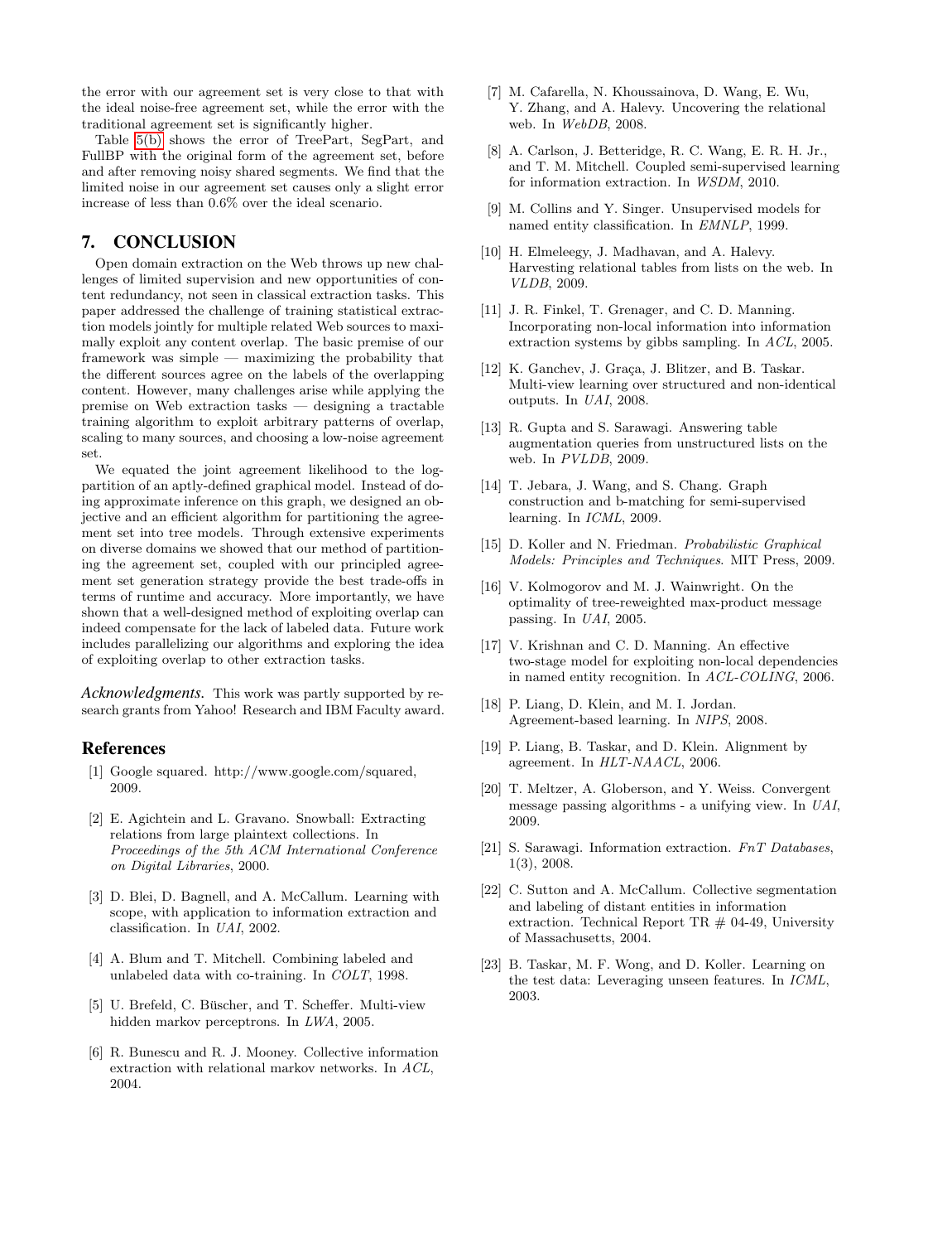the error with our agreement set is very close to that with the ideal noise-free agreement set, while the error with the traditional agreement set is significantly higher.

Table 5(b) shows the error of TreePart, SegPart, and FullBP with the original form of the agreement set, before and after removing noisy shared segments. We find that the limited noise in our agreement set causes only a slight error increase of less than 0.6% over the ideal scenario.

## 7. CONCLUSION

Open domain extraction on the Web throws up new challenges of limited supervision and new opportunities of content redundancy, not seen in classical extraction tasks. This paper addressed the challenge of training statistical extraction models jointly for multiple related Web sources to maximally exploit any content overlap. The basic premise of our framework was simple — maximizing the probability that the different sources agree on the labels of the overlapping content. However, many challenges arise while applying the premise on Web extraction tasks — designing a tractable training algorithm to exploit arbitrary patterns of overlap, scaling to many sources, and choosing a low-noise agreement set.

We equated the joint agreement likelihood to the log-partition of an aptly-defined graphical model. Instead of doing approximate inference on this graph, we designed an objective and an efficient algorithm for partitioning the agreement set into tree models. Through extensive experiments on diverse domains we showed that our method of partitioning the agreement set, coupled with our principled agreement set generation strategy provide the best trade-offs in terms of runtime and accuracy. More importantly, we have shown that a well-designed method of exploiting overlap can indeed compensate for the lack of labeled data. Future work includes parallelizing our algorithms and exploring the idea of exploiting overlap to other extraction tasks.

*Acknowledgments.* This work was partly supported by research grants from Yahoo! Research and IBM Faculty award.

## References

[1] Google squared. http://www.google.com/squared, 2009.

[2] E. Agichtein and L. Gravano. Snowball: Extracting relations from large plaintext collections. In *Proceedings of the 5th ACM International Conference on Digital Libraries*, 2000.

[3] D. Blei, D. Bagnell, and A. McCallum. Learning with scope, with application to information extraction and classification. In *UAI*, 2002.

[4] A. Blum and T. Mitchell. Combining labeled and unlabeled data with co-training. In *COLT*, 1998.

[5] U. Brefeld, C. Büscher, and T. Scheffer. Multi-view hidden markov perceptrons. In *LWA*, 2005.

[6] R. Bunescu and R. J. Mooney. Collective information extraction with relational markov networks. In *ACL*, 2004.

[7] M. Cafarella, N. Khoussainova, D. Wang, E. Wu, Y. Zhang, and A. Halevy. Uncovering the relational web. In *WebDB*, 2008.

[8] A. Carlson, J. Betteridge, R. C. Wang, E. R. H. Jr., and T. M. Mitchell. Coupled semi-supervised learning for information extraction. In *WSDM*, 2010.

[9] M. Collins and Y. Singer. Unsupervised models for named entity classification. In *EMNLP*, 1999.

[10] H. Elmeleegy, J. Madhavan, and A. Halevy. Harvesting relational tables from lists on the web. In *VLDB*, 2009.

[11] J. R. Finkel, T. Grenager, and C. D. Manning. Incorporating non-local information into information extraction systems by gibbs sampling. In *ACL*, 2005.

[12] K. Ganchev, J. Graça, J. Blitzer, and B. Taskar. Multi-view learning over structured and non-identical outputs. In *UAI*, 2008.

[13] R. Gupta and S. Sarawagi. Answering table augmentation queries from unstructured lists on the web. In *PVLDB*, 2009.

[14] T. Jebara, J. Wang, and S. Chang. Graph construction and b-matching for semi-supervised learning. In *ICML*, 2009.

[15] D. Koller and N. Friedman. *Probabilistic Graphical Models: Principles and Techniques*. MIT Press, 2009.

[16] V. Kolmogorov and M. J. Wainwright. On the optimality of tree-reweighted max-product message passing. In *UAI*, 2005.

[17] V. Krishnan and C. D. Manning. An effective two-stage model for exploiting non-local dependencies in named entity recognition. In *ACL-COLING*, 2006.

[18] P. Liang, D. Klein, and M. I. Jordan. Agreement-based learning. In *NIPS*, 2008.

[19] P. Liang, B. Taskar, and D. Klein. Alignment by agreement. In *HLT-NAACL*, 2006.

[20] T. Meltzer, A. Globerson, and Y. Weiss. Convergent message passing algorithms - a unifying view. In *UAI*, 2009.

[21] S. Sarawagi. Information extraction. *FnT Databases*, 1(3), 2008.

[22] C. Sutton and A. McCallum. Collective segmentation and labeling of distant entities in information extraction. Technical Report TR # 04-49, University of Massachusetts, 2004.

[23] B. Taskar, M. F. Wong, and D. Koller. Learning on the test data: Leveraging unseen features. In *ICML*, 2003.